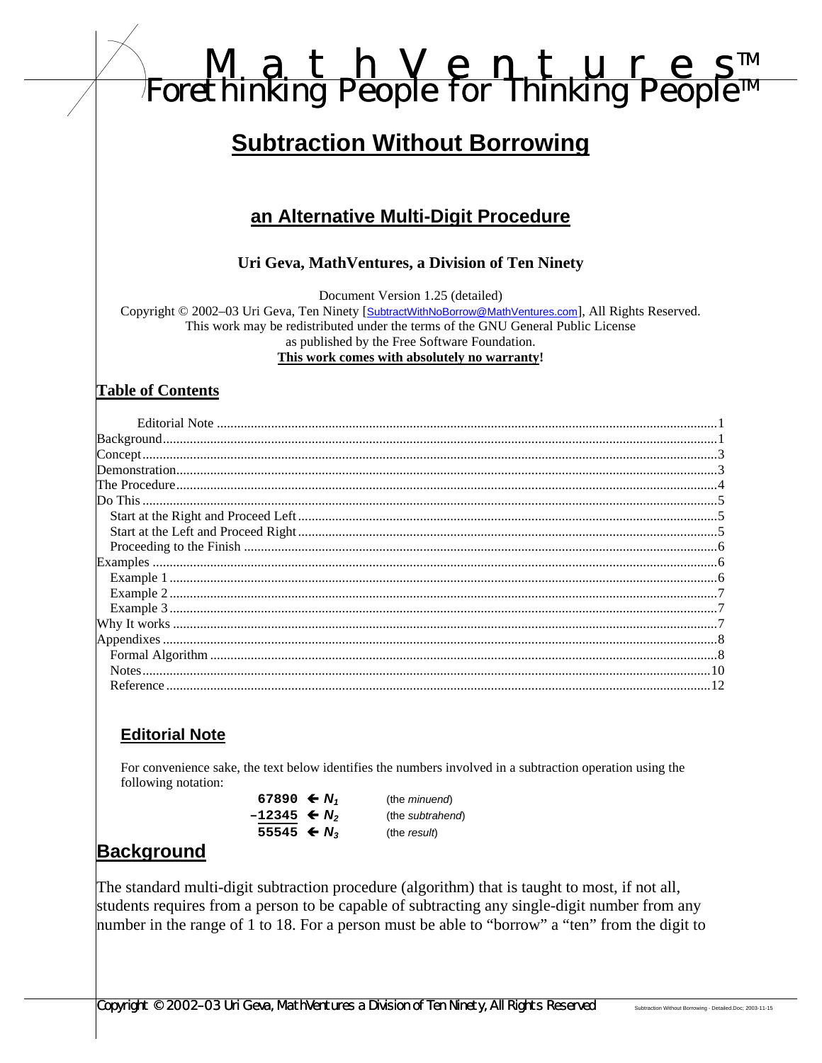# MathVentures™
Forethinking People for Thinking People™

# Subtraction Without Borrowing

## an Alternative Multi-Digit Procedure

**Uri Geva, MathVentures, a Division of Ten Ninety**

Document Version 1.25 (detailed)
Copyright © 2002–03 Uri Geva, Ten Ninety [SubtractWithNoBorrow@MathVentures.com], All Rights Reserved.
This work may be redistributed under the terms of the GNU General Public License
as published by the Free Software Foundation.
**This work comes with absolutely no warranty!**

## Table of Contents

- Editorial Note ........ 1
- Background ........ 1
- Concept ........ 3
- Demonstration ........ 3
- The Procedure ........ 4
- Do This ........ 5
  - Start at the Right and Proceed Left ........ 5
  - Start at the Left and Proceed Right ........ 5
  - Proceeding to the Finish ........ 6
- Examples ........ 6
  - Example 1 ........ 6
  - Example 2 ........ 7
  - Example 3 ........ 7
- Why It works ........ 7
- Appendixes ........ 8
  - Formal Algorithm ........ 8
  - Notes ........ 10
  - Reference ........ 12

### Editorial Note

For convenience sake, the text below identifies the numbers involved in a subtraction operation using the following notation:

```
 67890  ← N1   (the minuend)
-12345  ← N2   (the subtrahend)
 55545  ← N3   (the result)
```

## Background

The standard multi-digit subtraction procedure (algorithm) that is taught to most, if not all, students requires from a person to be capable of subtracting any single-digit number from any number in the range of 1 to 18. For a person must be able to “borrow” a “ten” from the digit to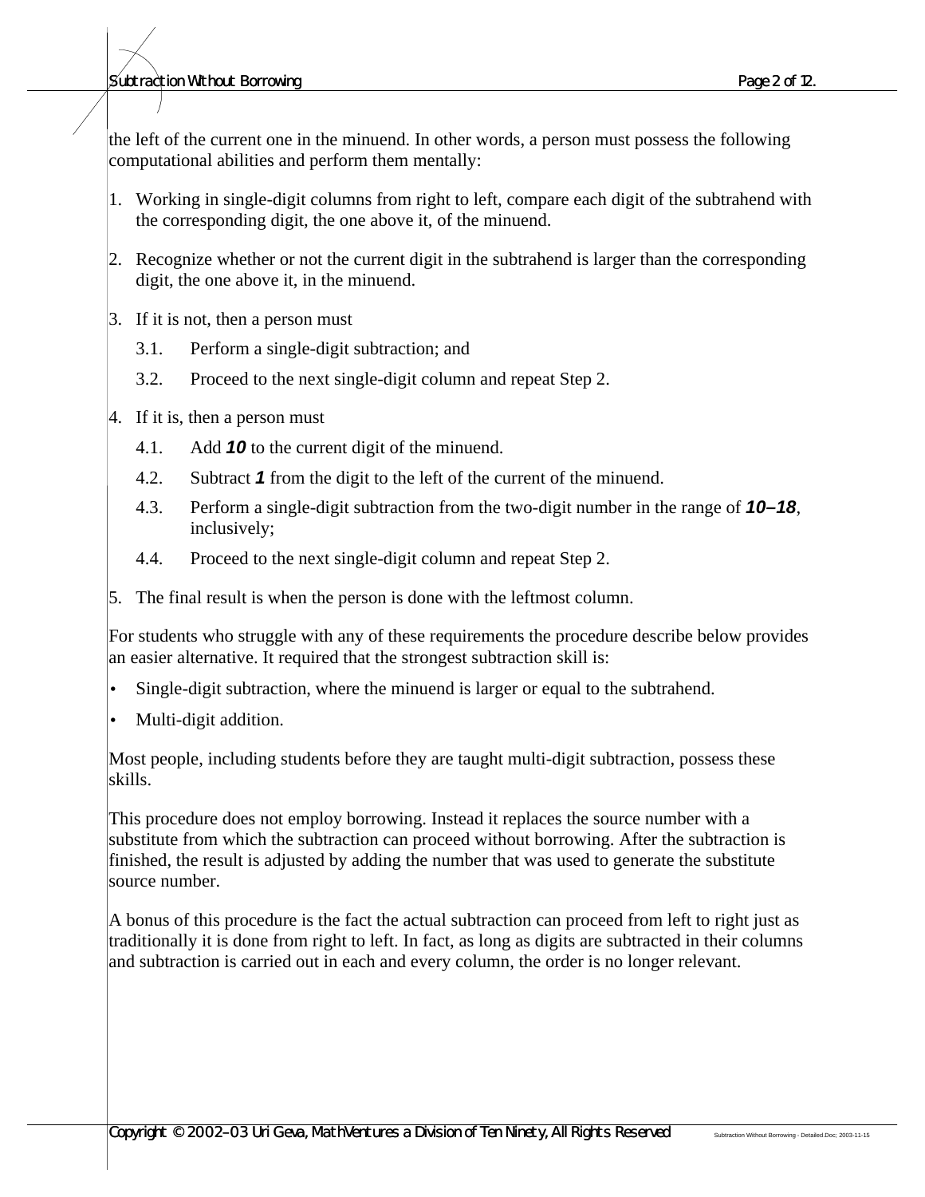the left of the current one in the minuend. In other words, a person must possess the following computational abilities and perform them mentally:

1. Working in single-digit columns from right to left, compare each digit of the subtrahend with the corresponding digit, the one above it, of the minuend.

2. Recognize whether or not the current digit in the subtrahend is larger than the corresponding digit, the one above it, in the minuend.

3. If it is not, then a person must

   3.1. Perform a single-digit subtraction; and

   3.2. Proceed to the next single-digit column and repeat Step 2.

4. If it is, then a person must

   4.1. Add ***10*** to the current digit of the minuend.

   4.2. Subtract ***1*** from the digit to the left of the current of the minuend.

   4.3. Perform a single-digit subtraction from the two-digit number in the range of ***10–18***, inclusively;

   4.4. Proceed to the next single-digit column and repeat Step 2.

5. The final result is when the person is done with the leftmost column.

For students who struggle with any of these requirements the procedure describe below provides an easier alternative. It required that the strongest subtraction skill is:

- Single-digit subtraction, where the minuend is larger or equal to the subtrahend.
- Multi-digit addition.

Most people, including students before they are taught multi-digit subtraction, possess these skills.

This procedure does not employ borrowing. Instead it replaces the source number with a substitute from which the subtraction can proceed without borrowing. After the subtraction is finished, the result is adjusted by adding the number that was used to generate the substitute source number.

A bonus of this procedure is the fact the actual subtraction can proceed from left to right just as traditionally it is done from right to left. In fact, as long as digits are subtracted in their columns and subtraction is carried out in each and every column, the order is no longer relevant.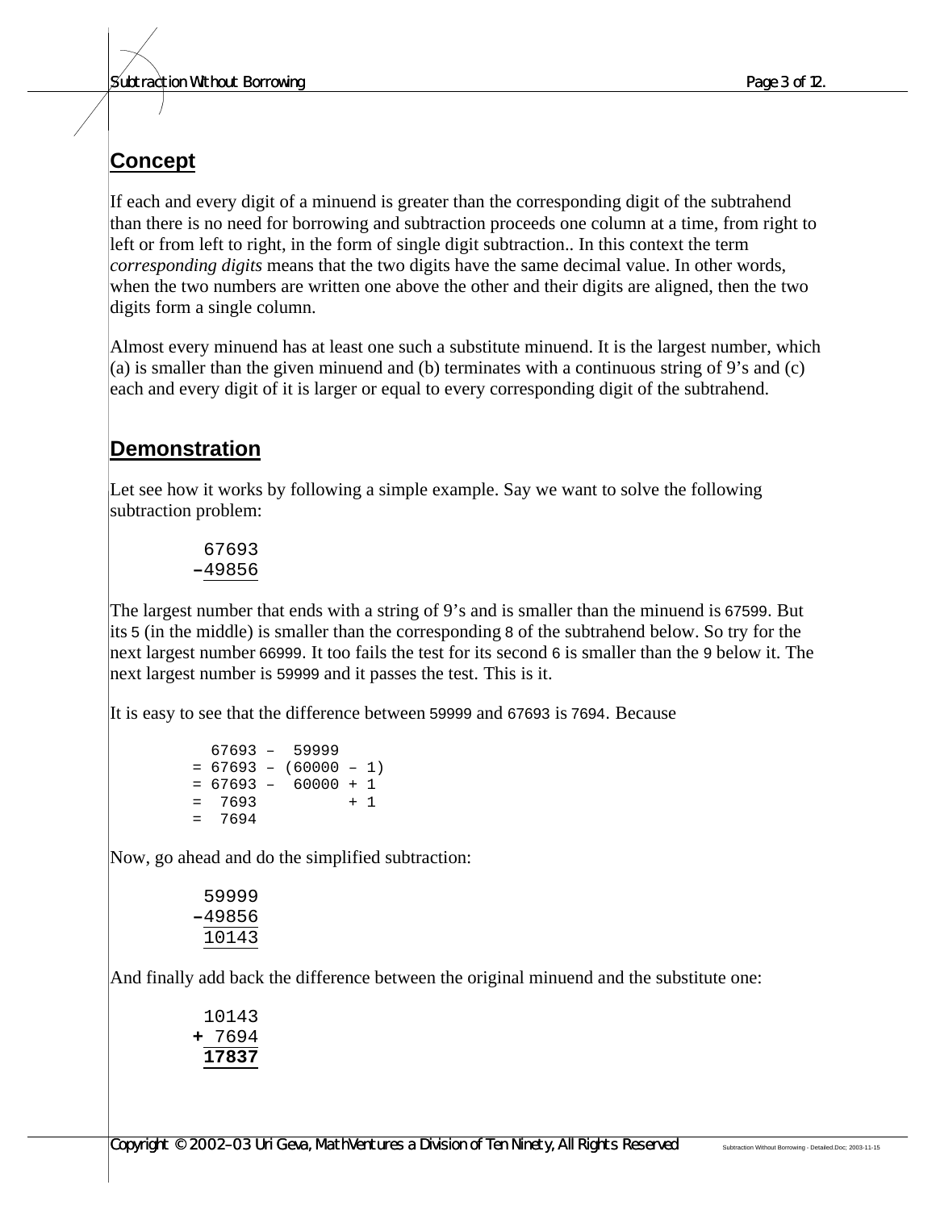## Concept

If each and every digit of a minuend is greater than the corresponding digit of the subtrahend than there is no need for borrowing and subtraction proceeds one column at a time, from right to left or from left to right, in the form of single digit subtraction.. In this context the term *corresponding digits* means that the two digits have the same decimal value. In other words, when the two numbers are written one above the other and their digits are aligned, then the two digits form a single column.

Almost every minuend has at least one such a substitute minuend. It is the largest number, which (a) is smaller than the given minuend and (b) terminates with a continuous string of 9's and (c) each and every digit of it is larger or equal to every corresponding digit of the subtrahend.

## Demonstration

Let see how it works by following a simple example. Say we want to solve the following subtraction problem:

```
 67693
-49856
```

The largest number that ends with a string of 9's and is smaller than the minuend is 67599. But its 5 (in the middle) is smaller than the corresponding 8 of the subtrahend below. So try for the next largest number 66999. It too fails the test for its second 6 is smaller than the 9 below it. The next largest number is 59999 and it passes the test. This is it.

It is easy to see that the difference between 59999 and 67693 is 7694. Because

```
  67693 –  59999
= 67693 – (60000 – 1)
= 67693 –  60000 + 1
=  7693          + 1
=  7694
```

Now, go ahead and do the simplified subtraction:

```
 59999
-49856
 10143
```

And finally add back the difference between the original minuend and the substitute one:

```
 10143
+ 7694
 17837
```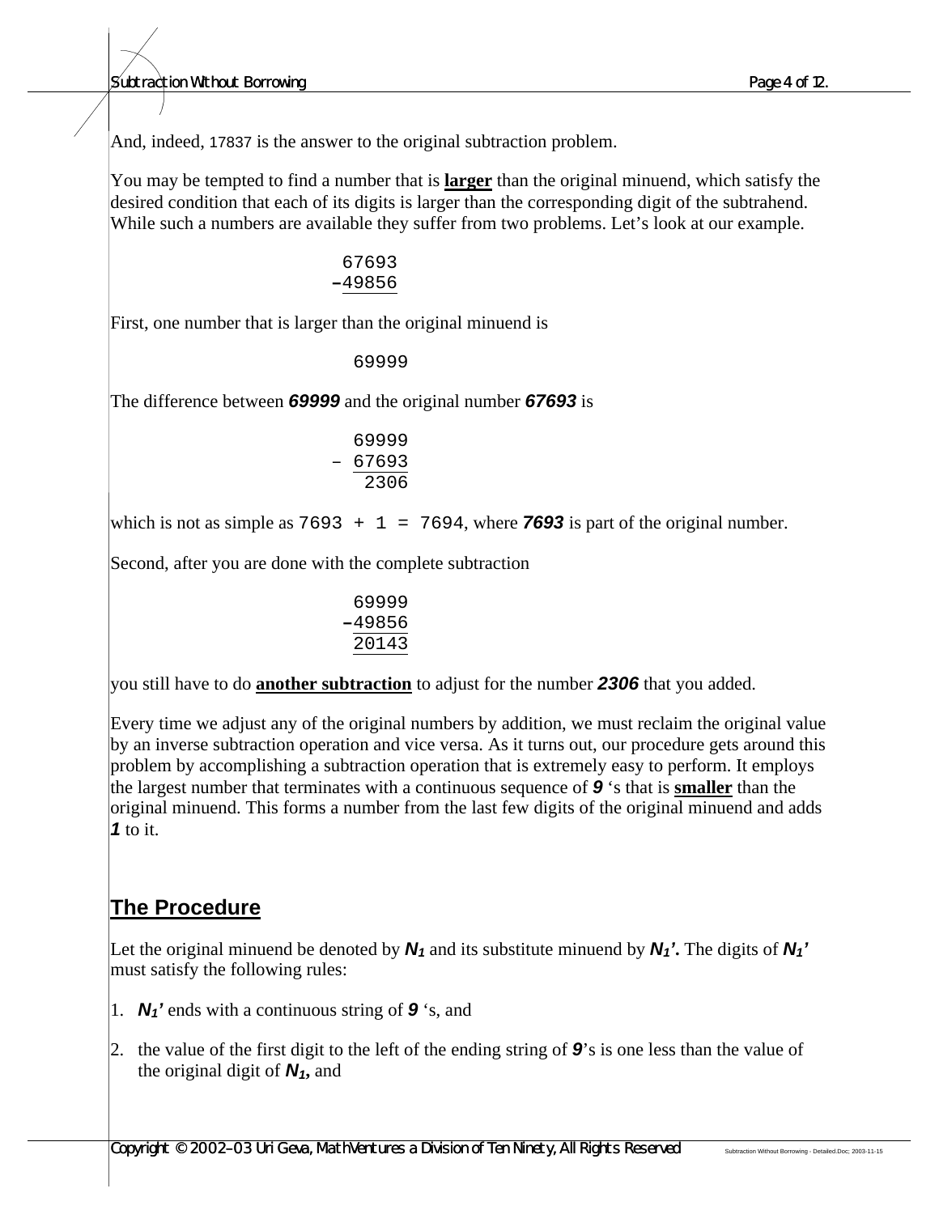And, indeed, 17837 is the answer to the original subtraction problem.

You may be tempted to find a number that is **larger** than the original minuend, which satisfy the desired condition that each of its digits is larger than the corresponding digit of the subtrahend. While such a numbers are available they suffer from two problems. Let's look at our example.

```
 67693
-49856
```

First, one number that is larger than the original minuend is

```
 69999
```

The difference between ***69999*** and the original number ***67693*** is

```
  69999
- 67693
   2306
```

which is not as simple as `7693 + 1 = 7694`, where ***7693*** is part of the original number.

Second, after you are done with the complete subtraction

```
 69999
-49856
 20143
```

you still have to do **another subtraction** to adjust for the number ***2306*** that you added.

Every time we adjust any of the original numbers by addition, we must reclaim the original value by an inverse subtraction operation and vice versa. As it turns out, our procedure gets around this problem by accomplishing a subtraction operation that is extremely easy to perform. It employs the largest number that terminates with a continuous sequence of ***9*** 's that is **smaller** than the original minuend. This forms a number from the last few digits of the original minuend and adds ***1*** to it.

## The Procedure

Let the original minuend be denoted by $N_1$ and its substitute minuend by $N_1'$. The digits of $N_1'$ must satisfy the following rules:

1. $N_1'$ ends with a continuous string of ***9*** 's, and
2. the value of the first digit to the left of the ending string of ***9***'s is one less than the value of the original digit of $N_1$, and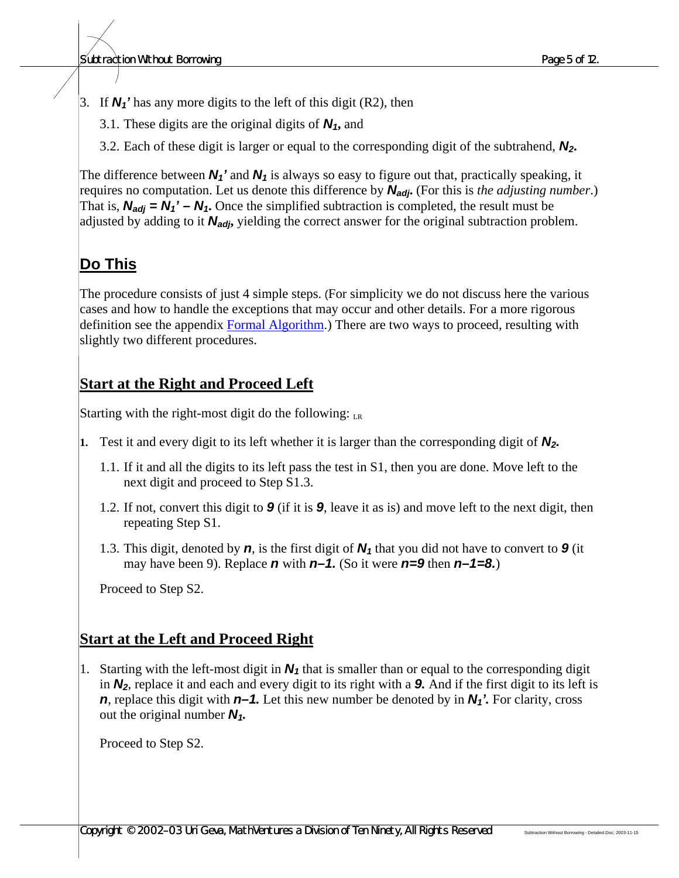3. If $N_1'$ has any more digits to the left of this digit (R2), then

   3.1. These digits are the original digits of $N_1$, and

   3.2. Each of these digit is larger or equal to the corresponding digit of the subtrahend, $N_2$.

The difference between $N_1'$ and $N_1$ is always so easy to figure out that, practically speaking, it requires no computation. Let us denote this difference by $N_{adj}$. (For this is *the adjusting number*.) That is, $N_{adj} = N_1' - N_1$. Once the simplified subtraction is completed, the result must be adjusted by adding to it $N_{adj}$, yielding the correct answer for the original subtraction problem.

## Do This

The procedure consists of just 4 simple steps. (For simplicity we do not discuss here the various cases and how to handle the exceptions that may occur and other details. For a more rigorous definition see the appendix Formal Algorithm.) There are two ways to proceed, resulting with slightly two different procedures.

### Start at the Right and Proceed Left

Starting with the right-most digit do the following: LR

**1.** Test it and every digit to its left whether it is larger than the corresponding digit of $N_2$.

   1.1. If it and all the digits to its left pass the test in S1, then you are done. Move left to the next digit and proceed to Step S1.3.

   1.2. If not, convert this digit to ***9*** (if it is ***9***, leave it as is) and move left to the next digit, then repeating Step S1.

   1.3. This digit, denoted by $n$, is the first digit of $N_1$ that you did not have to convert to ***9*** (it may have been 9). Replace $n$ with $n-1$. (So it were $n=9$ then $n-1=8$.)

   Proceed to Step S2.

### Start at the Left and Proceed Right

1. Starting with the left-most digit in $N_1$ that is smaller than or equal to the corresponding digit in $N_2$, replace it and each and every digit to its right with a ***9.*** And if the first digit to its left is $n$, replace this digit with $n-1$. Let this new number be denoted by in $N_1'$. For clarity, cross out the original number $N_1$.

   Proceed to Step S2.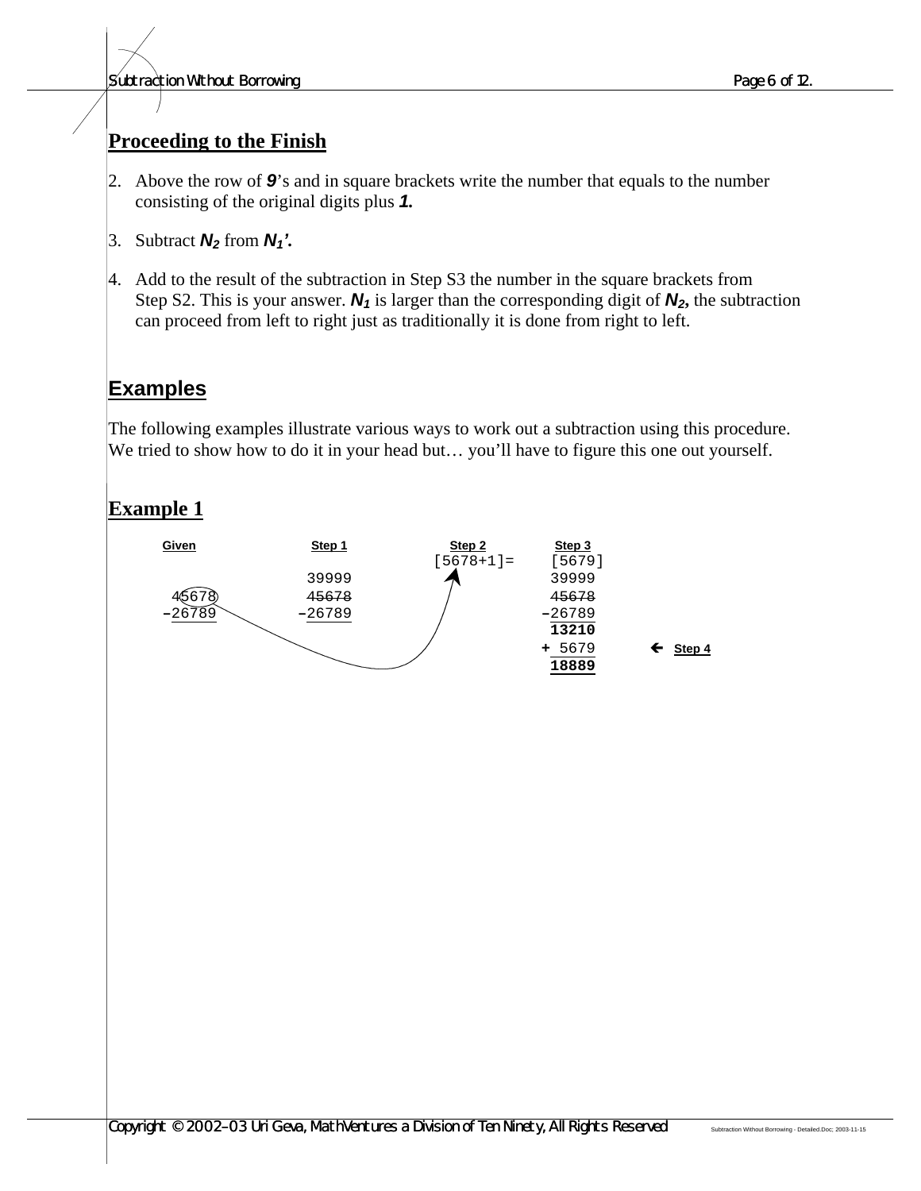## Proceeding to the Finish

2. Above the row of ***9***'s and in square brackets write the number that equals to the number consisting of the original digits plus ***1.***

3. Subtract $N_2$ from $N_1'$.

4. Add to the result of the subtraction in Step S3 the number in the square brackets from Step S2. This is your answer. $N_1$ is larger than the corresponding digit of $N_2$, the subtraction can proceed from left to right just as traditionally it is done from right to left.

## Examples

The following examples illustrate various ways to work out a subtraction using this procedure. We tried to show how to do it in your head but… you'll have to figure this one out yourself.

## Example 1

```
  Given        Step 1        Step 2          Step 3
                            [5678+1]=       [5679]
               39999                         39999
  45678        ~~45678~~                     ~~45678~~
 -26789       -26789                        -26789
                                             13210
                                           +  5679      <- Step 4
                                             18889
```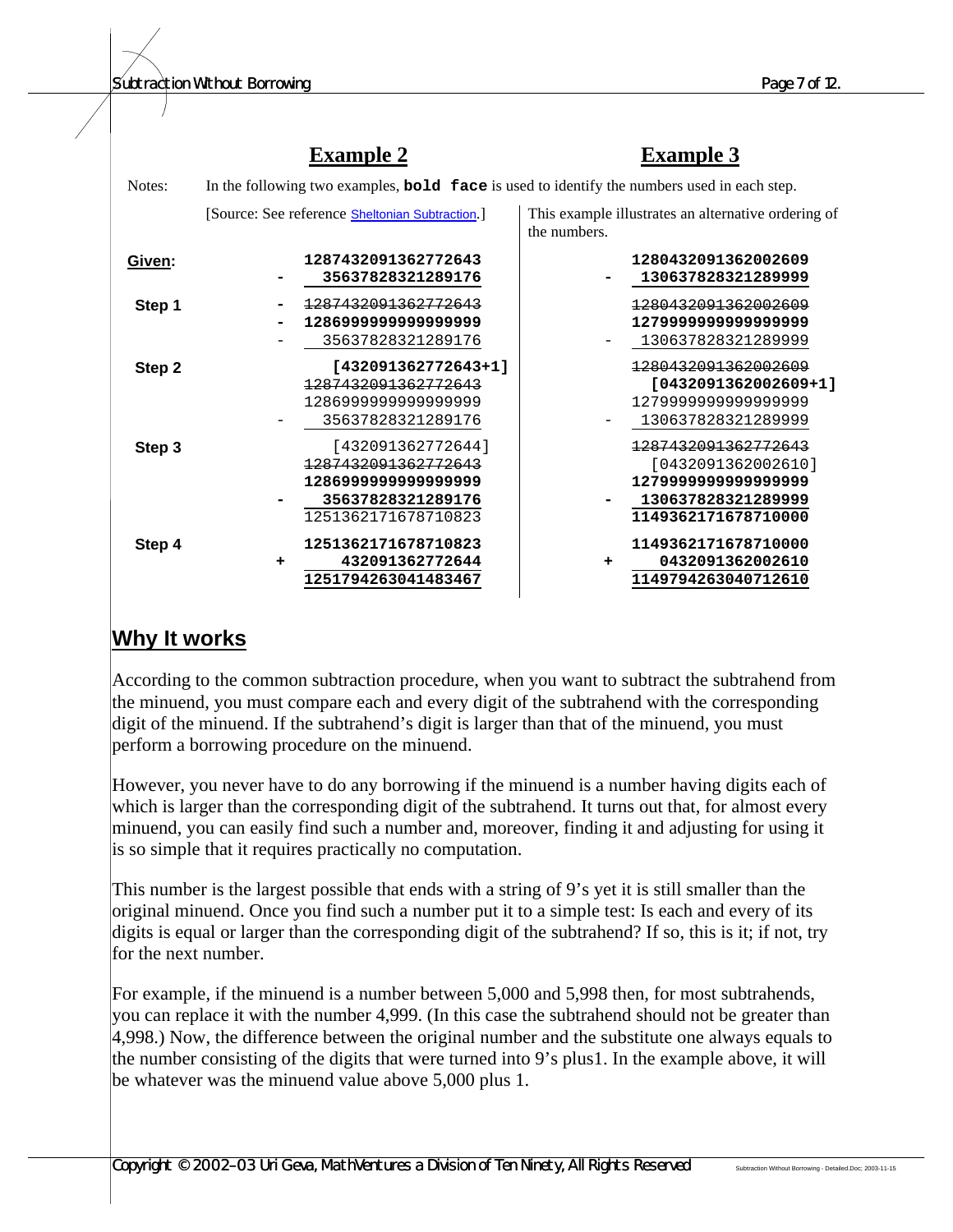| | **Example 2** | **Example 3** |
|---|---|---|
| Notes: | In the following two examples, **bold face** is used to identify the numbers used in each step. | |
| | [Source: See reference Sheltonian Subtraction.] | This example illustrates an alternative ordering of the numbers. |
| **Given:** | **1287432091362772643**<br>- **35637828321289176** | **1280432091362002609**<br>- **130637828321289999** |
| **Step 1** | - ~~1287432091362772643~~<br>- **1286999999999999999**<br>- 35637828321289176 | ~~1280432091362002609~~<br>**1279999999999999999**<br>- 130637828321289999 |
| **Step 2** | **[432091362772643+1]**<br>~~1287432091362772643~~<br>1286999999999999999<br>- 35637828321289176 | ~~1280432091362002609~~<br>**[0432091362002609+1]**<br>1279999999999999999<br>- 130637828321289999 |
| **Step 3** | [432091362772644]<br>~~1287432091362772643~~<br>**1286999999999999999**<br>- **35637828321289176**<br>1251362171678710823 | ~~1287432091362772643~~<br>[0432091362002610]<br>**1279999999999999999**<br>- **130637828321289999**<br>**1149362171678710000** |
| **Step 4** | **1251362171678710823**<br>+ **432091362772644**<br>**1251794263041483467** | **1149362171678710000**<br>+ **0432091362002610**<br>**1149794263040712610** |

## Why It works

According to the common subtraction procedure, when you want to subtract the subtrahend from the minuend, you must compare each and every digit of the subtrahend with the corresponding digit of the minuend. If the subtrahend's digit is larger than that of the minuend, you must perform a borrowing procedure on the minuend.

However, you never have to do any borrowing if the minuend is a number having digits each of which is larger than the corresponding digit of the subtrahend. It turns out that, for almost every minuend, you can easily find such a number and, moreover, finding it and adjusting for using it is so simple that it requires practically no computation.

This number is the largest possible that ends with a string of 9's yet it is still smaller than the original minuend. Once you find such a number put it to a simple test: Is each and every of its digits is equal or larger than the corresponding digit of the subtrahend? If so, this is it; if not, try for the next number.

For example, if the minuend is a number between 5,000 and 5,998 then, for most subtrahends, you can replace it with the number 4,999. (In this case the subtrahend should not be greater than 4,998.) Now, the difference between the original number and the substitute one always equals to the number consisting of the digits that were turned into 9's plus1. In the example above, it will be whatever was the minuend value above 5,000 plus 1.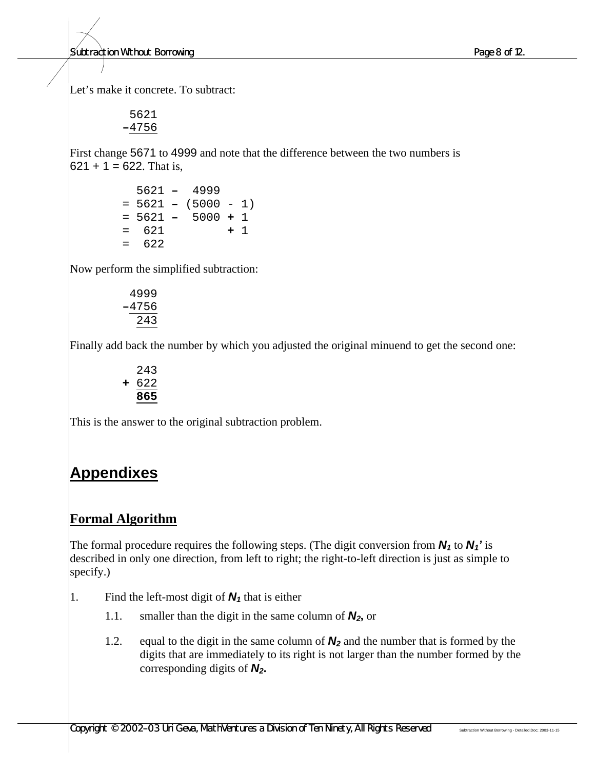Let's make it concrete. To subtract:

```
  5621
–4756
```

First change 5671 to 4999 and note that the difference between the two numbers is 621 + 1 = 622. That is,

```
   5621 –  4999
 = 5621 – (5000 - 1)
 = 5621 –  5000 + 1
 =  621         + 1
 =  622
```

Now perform the simplified subtraction:

```
  4999
–4756
   243
```

Finally add back the number by which you adjusted the original minuend to get the second one:

```
   243
 + 622
   865
```

This is the answer to the original subtraction problem.

# Appendixes

## Formal Algorithm

The formal procedure requires the following steps. (The digit conversion from $N_1$ to $N_1'$ is described in only one direction, from left to right; the right-to-left direction is just as simple to specify.)

1. Find the left-most digit of $N_1$ that is either
   1.1. smaller than the digit in the same column of $N_2$, or
   1.2. equal to the digit in the same column of $N_2$ and the number that is formed by the digits that are immediately to its right is not larger than the number formed by the corresponding digits of $N_2$.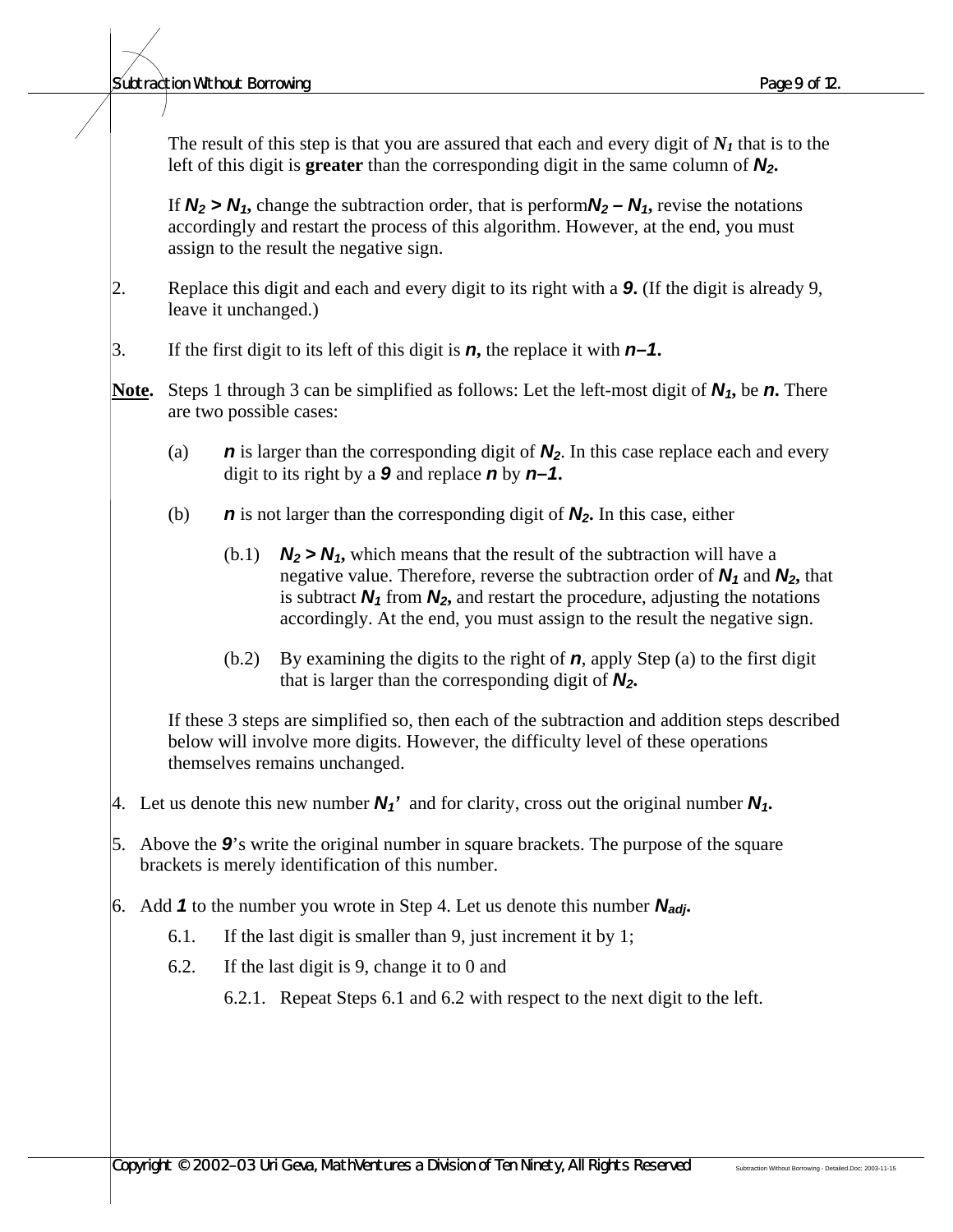The result of this step is that you are assured that each and every digit of $N_1$ that is to the left of this digit is **greater** than the corresponding digit in the same column of $N_2$.

If $N_2 > N_1$, change the subtraction order, that is perform $N_2 - N_1$, revise the notations accordingly and restart the process of this algorithm. However, at the end, you must assign to the result the negative sign.

2. Replace this digit and each and every digit to its right with a ***9***. (If the digit is already 9, leave it unchanged.)

3. If the first digit to its left of this digit is $n$, the replace it with $n-1$.

**Note.** Steps 1 through 3 can be simplified as follows: Let the left-most digit of $N_1$, be $n$. There are two possible cases:

- (a) $n$ is larger than the corresponding digit of $N_2$. In this case replace each and every digit to its right by a ***9*** and replace $n$ by $n-1$.

- (b) $n$ is not larger than the corresponding digit of $N_2$. In this case, either

  - (b.1) $N_2 > N_1$, which means that the result of the subtraction will have a negative value. Therefore, reverse the subtraction order of $N_1$ and $N_2$, that is subtract $N_1$ from $N_2$, and restart the procedure, adjusting the notations accordingly. At the end, you must assign to the result the negative sign.

  - (b.2) By examining the digits to the right of $n$, apply Step (a) to the first digit that is larger than the corresponding digit of $N_2$.

If these 3 steps are simplified so, then each of the subtraction and addition steps described below will involve more digits. However, the difficulty level of these operations themselves remains unchanged.

4. Let us denote this new number $N_1'$ and for clarity, cross out the original number $N_1$.

5. Above the ***9***'s write the original number in square brackets. The purpose of the square brackets is merely identification of this number.

6. Add ***1*** to the number you wrote in Step 4. Let us denote this number $N_{adj}$.

   6.1. If the last digit is smaller than 9, just increment it by 1;

   6.2. If the last digit is 9, change it to 0 and

   6.2.1. Repeat Steps 6.1 and 6.2 with respect to the next digit to the left.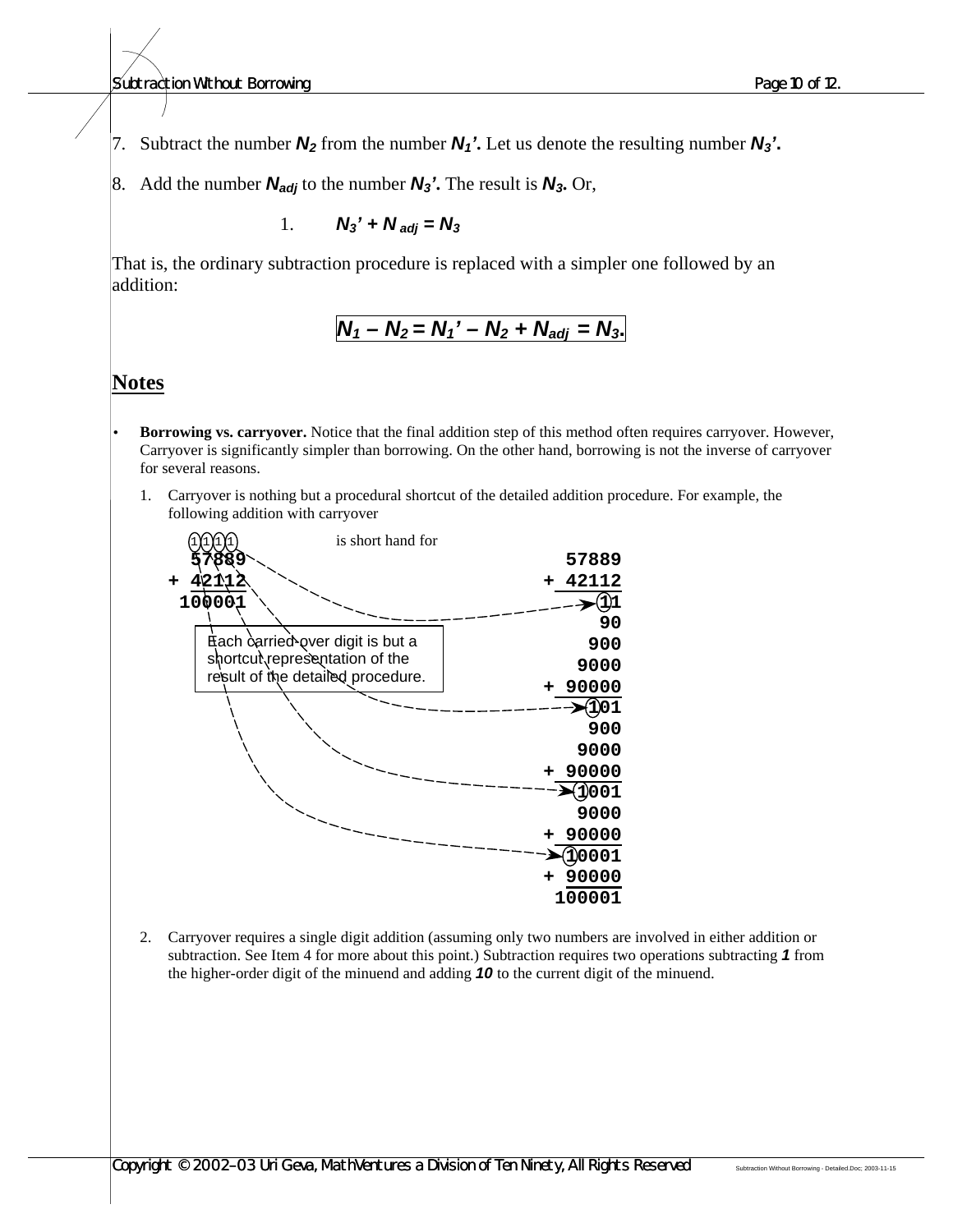7. Subtract the number $N_2$ from the number $N_1'$. Let us denote the resulting number $N_3'$.

8. Add the number $N_{adj}$ to the number $N_3'$. The result is $N_3$. Or,

   1. $N_3' + N_{adj} = N_3$

That is, the ordinary subtraction procedure is replaced with a simpler one followed by an addition:

$$N_1 - N_2 = N_1' - N_2 + N_{adj} = N_3.$$

## Notes

- **Borrowing vs. carryover.** Notice that the final addition step of this method often requires carryover. However, Carryover is significantly simpler than borrowing. On the other hand, borrowing is not the inverse of carryover for several reasons.

  1. Carryover is nothing but a procedural shortcut of the detailed addition procedure. For example, the following addition with carryover

```
  1111                 is short hand for
  57889                                        57889
+ 42112                                      + 42112
 100001                                           11
                                                  90
                                                 900
                                                9000
                                             + 90000
                                                 101
                                                 900
                                                9000
                                             + 90000
                                                1001
                                                9000
                                             + 90000
                                               10001
                                             + 90000
                                              100001
```

Each carried over digit is but a shortcut representation of the result of the detailed procedure.

  2. Carryover requires a single digit addition (assuming only two numbers are involved in either addition or subtraction. See Item 4 for more about this point.) Subtraction requires two operations subtracting ***1*** from the higher-order digit of the minuend and adding ***10*** to the current digit of the minuend.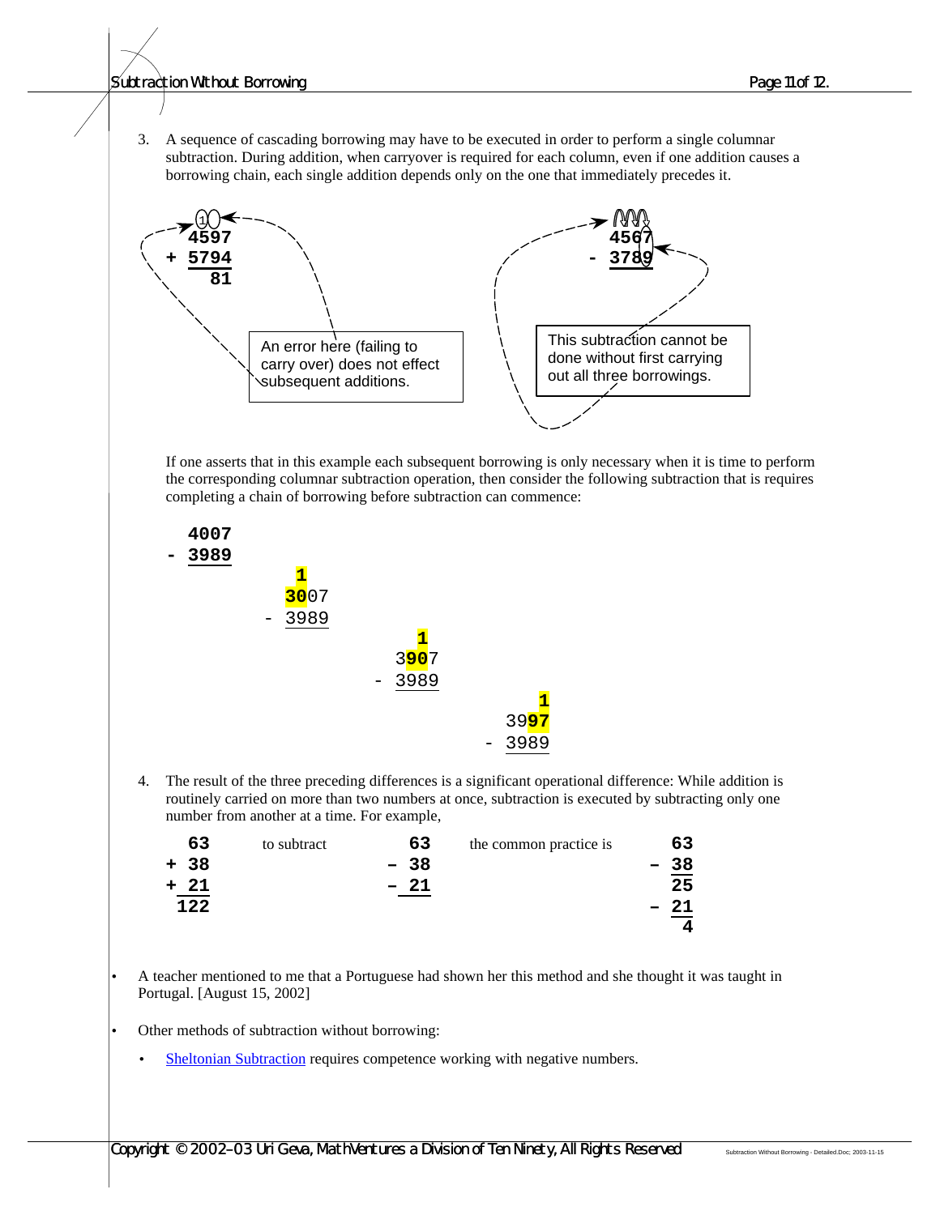3. A sequence of cascading borrowing may have to be executed in order to perform a single columnar subtraction. During addition, when carryover is required for each column, even if one addition causes a borrowing chain, each single addition depends only on the one that immediately precedes it.

```
   1
  4597
+ 5794
    81
```

An error here (failing to carry over) does not effect subsequent additions.

```
  4567
- 3789
```

This subtraction cannot be done without first carrying out all three borrowings.

If one asserts that in this example each subsequent borrowing is only necessary when it is time to perform the corresponding columnar subtraction operation, then consider the following subtraction that is requires completing a chain of borrowing before subtraction can commence:

```
  4007
- 3989

     1
    3007
  - 3989

          1
        3907
      - 3989

               1
             3997
           - 3989
```

4. The result of the three preceding differences is a significant operational difference: While addition is routinely carried on more than two numbers at once, subtraction is executed by subtracting only one number from another at a time. For example,

```
  63     to subtract    63    the common practice is    63
+ 38                  – 38                            – 38
+ 21                  – 21                              25
 122                                                  – 21
                                                         4
```

- A teacher mentioned to me that a Portuguese had shown her this method and she thought it was taught in Portugal. [August 15, 2002]
- Other methods of subtraction without borrowing:
  - Sheltonian Subtraction requires competence working with negative numbers.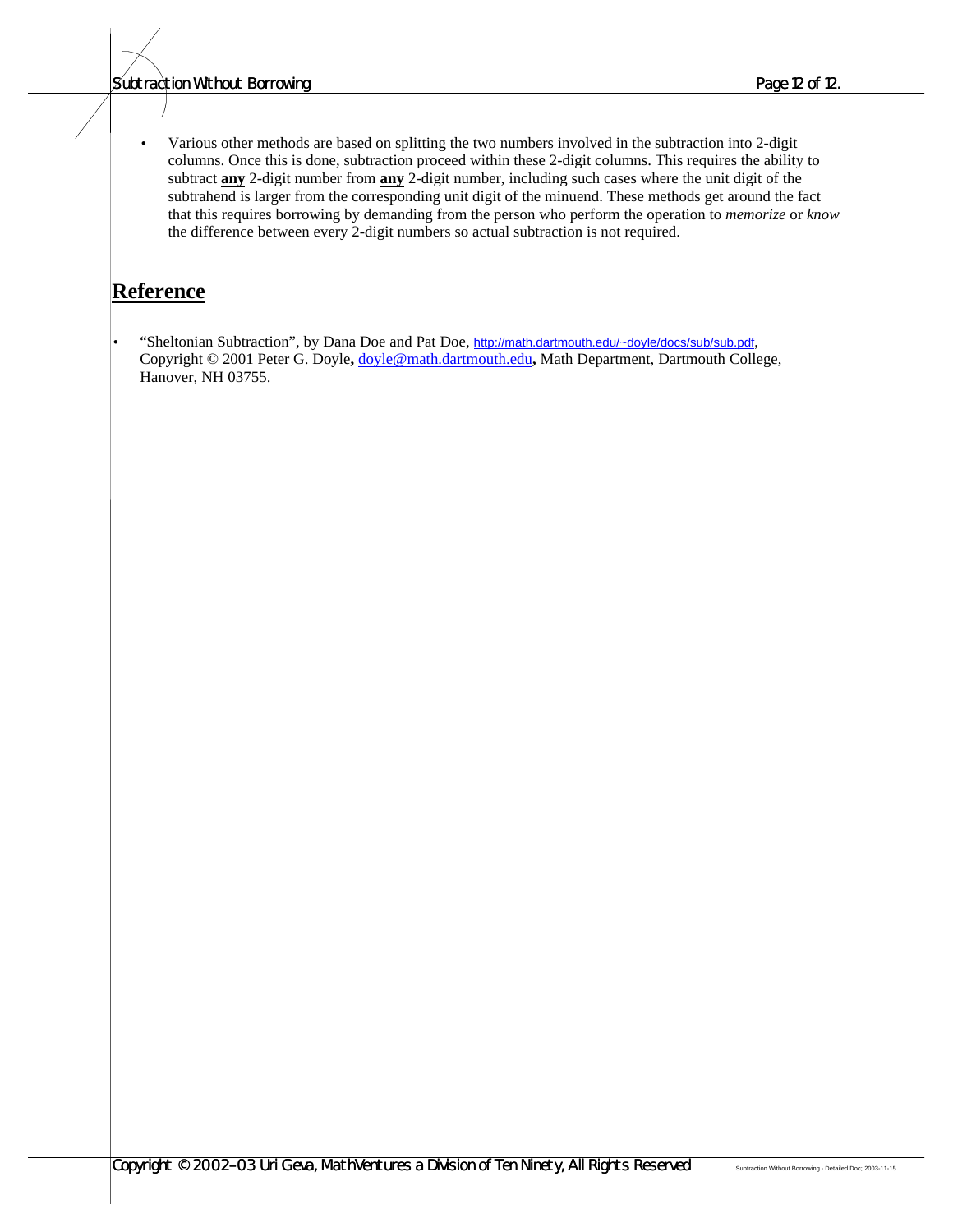- Various other methods are based on splitting the two numbers involved in the subtraction into 2-digit columns. Once this is done, subtraction proceed within these 2-digit columns. This requires the ability to subtract **any** 2-digit number from **any** 2-digit number, including such cases where the unit digit of the subtrahend is larger from the corresponding unit digit of the minuend. These methods get around the fact that this requires borrowing by demanding from the person who perform the operation to *memorize* or *know* the difference between every 2-digit numbers so actual subtraction is not required.

## Reference

- "Sheltonian Subtraction", by Dana Doe and Pat Doe, http://math.dartmouth.edu/~doyle/docs/sub/sub.pdf, Copyright © 2001 Peter G. Doyle, doyle@math.dartmouth.edu, Math Department, Dartmouth College, Hanover, NH 03755.